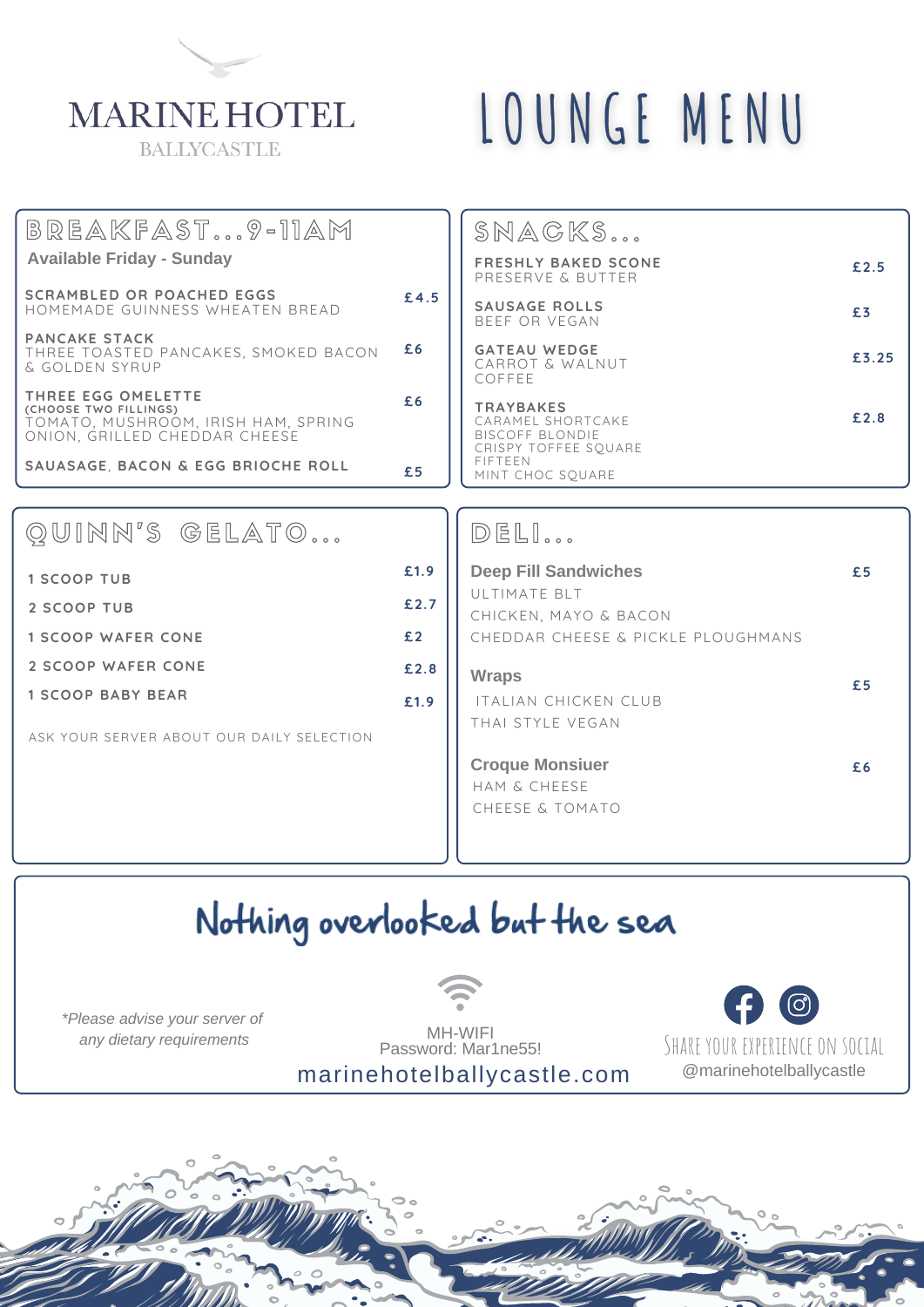# MARINE HOTEL

BALLYCASTLE

# LOUNGE MENU

## BREAKFAST...9-11AM

**Available Friday - Sunday**

| Item | Price |
|---|---|
| **SCRAMBLED OR POACHED EGGS**<br>HOMEMADE GUINNESS WHEATEN BREAD | £4.5 |
| **PANCAKE STACK**<br>THREE TOASTED PANCAKES, SMOKED BACON & GOLDEN SYRUP | £6 |
| **THREE EGG OMELETTE**<br>(CHOOSE TWO FILLINGS)<br>TOMATO, MUSHROOM, IRISH HAM, SPRING ONION, GRILLED CHEDDAR CHEESE | £6 |
| **SAUASAGE, BACON & EGG BRIOCHE ROLL** | £5 |

## SNACKS...

| Item | Price |
|---|---|
| **FRESHLY BAKED SCONE**<br>PRESERVE & BUTTER | £2.5 |
| **SAUSAGE ROLLS**<br>BEEF OR VEGAN | £3 |
| **GATEAU WEDGE**<br>CARROT & WALNUT<br>COFFEE | £3.25 |
| **TRAYBAKES**<br>CARAMEL SHORTCAKE<br>BISCOFF BLONDIE<br>CRISPY TOFFEE SQUARE<br>FIFTEEN<br>MINT CHOC SQUARE | £2.8 |

## QUINN'S GELATO...

| Item | Price |
|---|---|
| 1 SCOOP TUB | £1.9 |
| 2 SCOOP TUB | £2.7 |
| 1 SCOOP WAFER CONE | £2 |
| 2 SCOOP WAFER CONE | £2.8 |
| 1 SCOOP BABY BEAR | £1.9 |

ASK YOUR SERVER ABOUT OUR DAILY SELECTION

## DELI...

| Item | Price |
|---|---|
| **Deep Fill Sandwiches**<br>ULTIMATE BLT<br>CHICKEN, MAYO & BACON<br>CHEDDAR CHEESE & PICKLE PLOUGHMANS | £5 |
| **Wraps**<br>ITALIAN CHICKEN CLUB<br>THAI STYLE VEGAN | £5 |
| **Croque Monsiuer**<br>HAM & CHEESE<br>CHEESE & TOMATO | £6 |

## Nothing overlooked but the sea

*\*Please advise your server of any dietary requirements*

MH-WIFI
Password: Mar1ne55!

marinehotelballycastle.com

SHARE YOUR EXPERIENCE ON SOCIAL
@marinehotelballycastle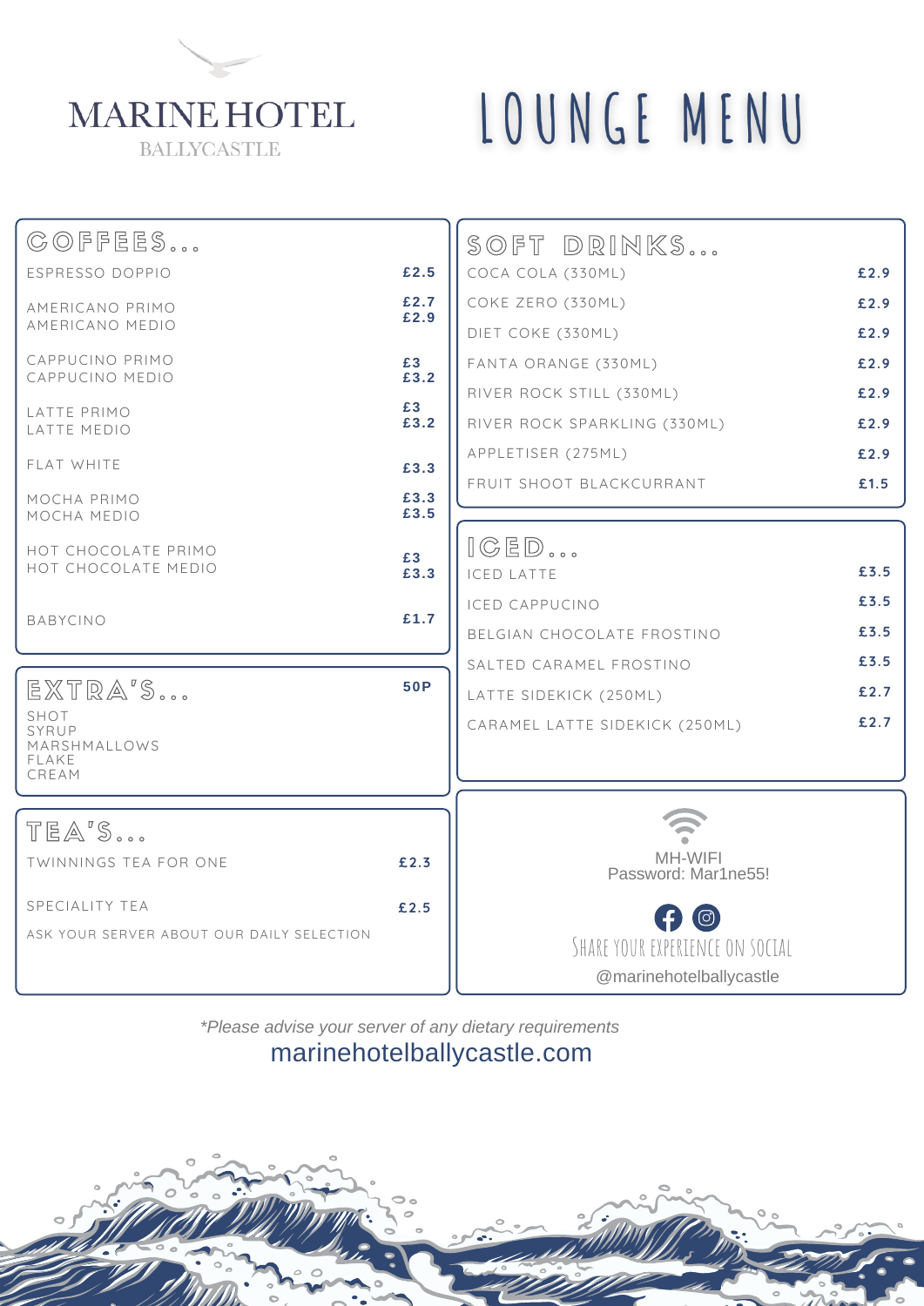# MARINE HOTEL
BALLYCASTLE

# LOUNGE MENU

## COFFEES...

| | |
|---|---|
| ESPRESSO DOPPIO | £2.5 |
| AMERICANO PRIMO | £2.7 |
| AMERICANO MEDIO | £2.9 |
| CAPPUCINO PRIMO | £3 |
| CAPPUCINO MEDIO | £3.2 |
| LATTE PRIMO | £3 |
| LATTE MEDIO | £3.2 |
| FLAT WHITE | £3.3 |
| MOCHA PRIMO | £3.3 |
| MOCHA MEDIO | £3.5 |
| HOT CHOCOLATE PRIMO | £3 |
| HOT CHOCOLATE MEDIO | £3.3 |
| BABYCINO | £1.7 |

## EXTRA'S...

50P

- SHOT
- SYRUP
- MARSHMALLOWS
- FLAKE
- CREAM

## TEA'S...

| | |
|---|---|
| TWINNINGS TEA FOR ONE | £2.3 |
| SPECIALITY TEA | £2.5 |

ASK YOUR SERVER ABOUT OUR DAILY SELECTION

## SOFT DRINKS...

| | |
|---|---|
| COCA COLA (330ML) | £2.9 |
| COKE ZERO (330ML) | £2.9 |
| DIET COKE (330ML) | £2.9 |
| FANTA ORANGE (330ML) | £2.9 |
| RIVER ROCK STILL (330ML) | £2.9 |
| RIVER ROCK SPARKLING (330ML) | £2.9 |
| APPLETISER (275ML) | £2.9 |
| FRUIT SHOOT BLACKCURRANT | £1.5 |

## ICED...

| | |
|---|---|
| ICED LATTE | £3.5 |
| ICED CAPPUCINO | £3.5 |
| BELGIAN CHOCOLATE FROSTINO | £3.5 |
| SALTED CARAMEL FROSTINO | £3.5 |
| LATTE SIDEKICK (250ML) | £2.7 |
| CARAMEL LATTE SIDEKICK (250ML) | £2.7 |

MH-WIFI
Password: Mar1ne55!

SHARE YOUR EXPERIENCE ON SOCIAL
@marinehotelballycastle

*Please advise your server of any dietary requirements*

marinehotelballycastle.com